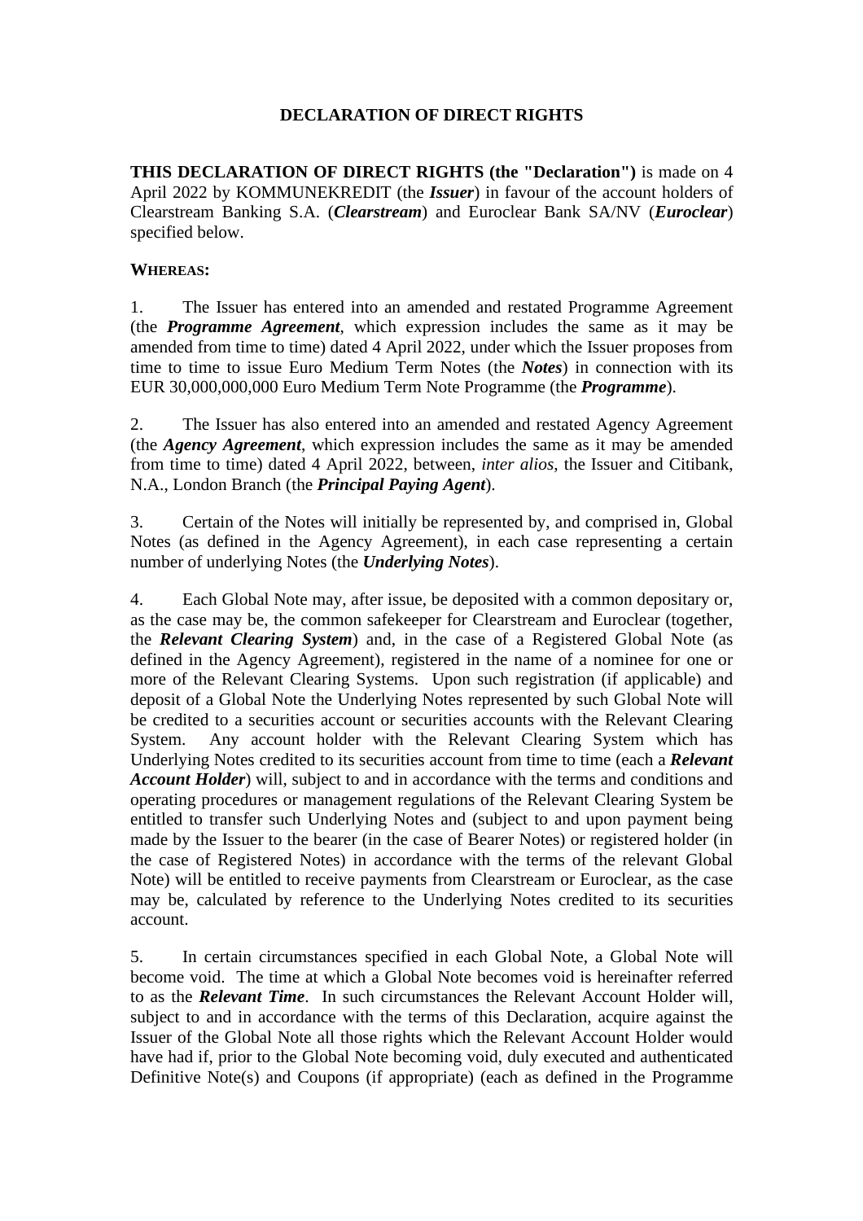# DECLARATION OF DIRECT RIGHTS

**THIS DECLARATION OF DIRECT RIGHTS (the "Declaration")** is made on 4 April 2022 by KOMMUNEKREDIT (the ***Issuer***) in favour of the account holders of Clearstream Banking S.A. (***Clearstream***) and Euroclear Bank SA/NV (***Euroclear***) specified below.

**WHEREAS:**

1. The Issuer has entered into an amended and restated Programme Agreement (the ***Programme Agreement***, which expression includes the same as it may be amended from time to time) dated 4 April 2022, under which the Issuer proposes from time to time to issue Euro Medium Term Notes (the ***Notes***) in connection with its EUR 30,000,000,000 Euro Medium Term Note Programme (the ***Programme***).

2. The Issuer has also entered into an amended and restated Agency Agreement (the ***Agency Agreement***, which expression includes the same as it may be amended from time to time) dated 4 April 2022, between, *inter alios*, the Issuer and Citibank, N.A., London Branch (the ***Principal Paying Agent***).

3. Certain of the Notes will initially be represented by, and comprised in, Global Notes (as defined in the Agency Agreement), in each case representing a certain number of underlying Notes (the ***Underlying Notes***).

4. Each Global Note may, after issue, be deposited with a common depositary or, as the case may be, the common safekeeper for Clearstream and Euroclear (together, the ***Relevant Clearing System***) and, in the case of a Registered Global Note (as defined in the Agency Agreement), registered in the name of a nominee for one or more of the Relevant Clearing Systems. Upon such registration (if applicable) and deposit of a Global Note the Underlying Notes represented by such Global Note will be credited to a securities account or securities accounts with the Relevant Clearing System. Any account holder with the Relevant Clearing System which has Underlying Notes credited to its securities account from time to time (each a ***Relevant Account Holder***) will, subject to and in accordance with the terms and conditions and operating procedures or management regulations of the Relevant Clearing System be entitled to transfer such Underlying Notes and (subject to and upon payment being made by the Issuer to the bearer (in the case of Bearer Notes) or registered holder (in the case of Registered Notes) in accordance with the terms of the relevant Global Note) will be entitled to receive payments from Clearstream or Euroclear, as the case may be, calculated by reference to the Underlying Notes credited to its securities account.

5. In certain circumstances specified in each Global Note, a Global Note will become void. The time at which a Global Note becomes void is hereinafter referred to as the ***Relevant Time***. In such circumstances the Relevant Account Holder will, subject to and in accordance with the terms of this Declaration, acquire against the Issuer of the Global Note all those rights which the Relevant Account Holder would have had if, prior to the Global Note becoming void, duly executed and authenticated Definitive Note(s) and Coupons (if appropriate) (each as defined in the Programme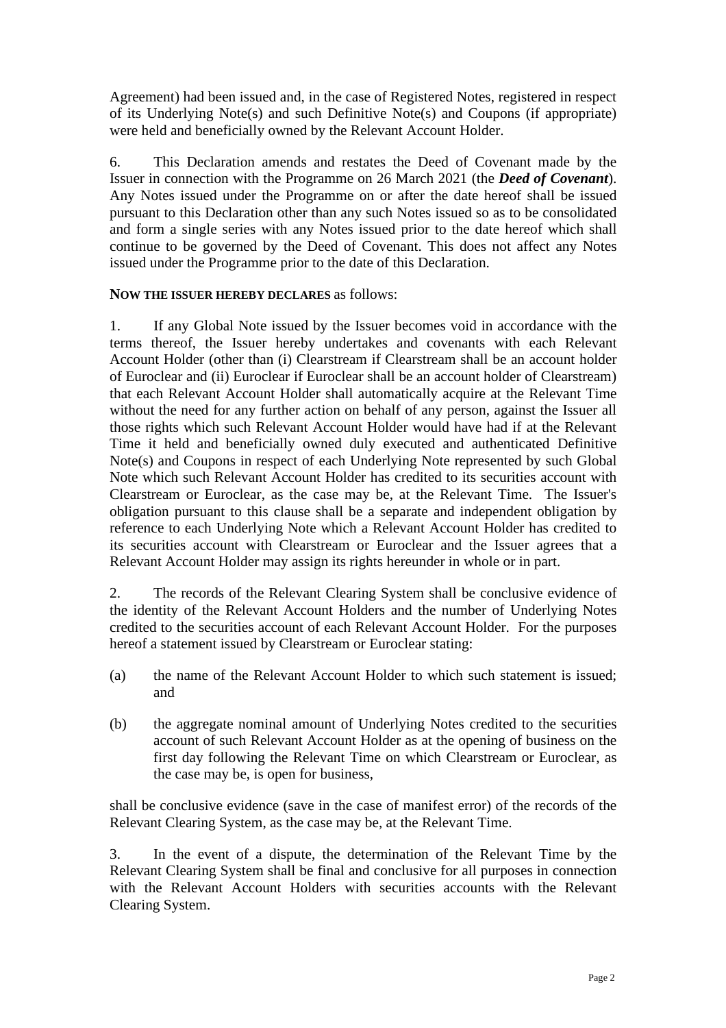Agreement) had been issued and, in the case of Registered Notes, registered in respect of its Underlying Note(s) and such Definitive Note(s) and Coupons (if appropriate) were held and beneficially owned by the Relevant Account Holder.

6. This Declaration amends and restates the Deed of Covenant made by the Issuer in connection with the Programme on 26 March 2021 (the ***Deed of Covenant***). Any Notes issued under the Programme on or after the date hereof shall be issued pursuant to this Declaration other than any such Notes issued so as to be consolidated and form a single series with any Notes issued prior to the date hereof which shall continue to be governed by the Deed of Covenant. This does not affect any Notes issued under the Programme prior to the date of this Declaration.

**NOW THE ISSUER HEREBY DECLARES** as follows:

1. If any Global Note issued by the Issuer becomes void in accordance with the terms thereof, the Issuer hereby undertakes and covenants with each Relevant Account Holder (other than (i) Clearstream if Clearstream shall be an account holder of Euroclear and (ii) Euroclear if Euroclear shall be an account holder of Clearstream) that each Relevant Account Holder shall automatically acquire at the Relevant Time without the need for any further action on behalf of any person, against the Issuer all those rights which such Relevant Account Holder would have had if at the Relevant Time it held and beneficially owned duly executed and authenticated Definitive Note(s) and Coupons in respect of each Underlying Note represented by such Global Note which such Relevant Account Holder has credited to its securities account with Clearstream or Euroclear, as the case may be, at the Relevant Time. The Issuer's obligation pursuant to this clause shall be a separate and independent obligation by reference to each Underlying Note which a Relevant Account Holder has credited to its securities account with Clearstream or Euroclear and the Issuer agrees that a Relevant Account Holder may assign its rights hereunder in whole or in part.

2. The records of the Relevant Clearing System shall be conclusive evidence of the identity of the Relevant Account Holders and the number of Underlying Notes credited to the securities account of each Relevant Account Holder. For the purposes hereof a statement issued by Clearstream or Euroclear stating:

(a) the name of the Relevant Account Holder to which such statement is issued; and

(b) the aggregate nominal amount of Underlying Notes credited to the securities account of such Relevant Account Holder as at the opening of business on the first day following the Relevant Time on which Clearstream or Euroclear, as the case may be, is open for business,

shall be conclusive evidence (save in the case of manifest error) of the records of the Relevant Clearing System, as the case may be, at the Relevant Time.

3. In the event of a dispute, the determination of the Relevant Time by the Relevant Clearing System shall be final and conclusive for all purposes in connection with the Relevant Account Holders with securities accounts with the Relevant Clearing System.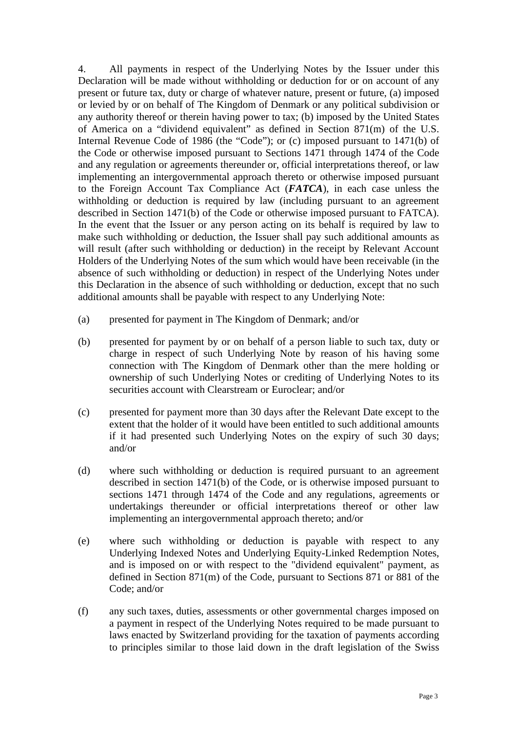4. All payments in respect of the Underlying Notes by the Issuer under this Declaration will be made without withholding or deduction for or on account of any present or future tax, duty or charge of whatever nature, present or future, (a) imposed or levied by or on behalf of The Kingdom of Denmark or any political subdivision or any authority thereof or therein having power to tax; (b) imposed by the United States of America on a "dividend equivalent" as defined in Section 871(m) of the U.S. Internal Revenue Code of 1986 (the "Code"); or (c) imposed pursuant to 1471(b) of the Code or otherwise imposed pursuant to Sections 1471 through 1474 of the Code and any regulation or agreements thereunder or, official interpretations thereof, or law implementing an intergovernmental approach thereto or otherwise imposed pursuant to the Foreign Account Tax Compliance Act (***FATCA***), in each case unless the withholding or deduction is required by law (including pursuant to an agreement described in Section 1471(b) of the Code or otherwise imposed pursuant to FATCA). In the event that the Issuer or any person acting on its behalf is required by law to make such withholding or deduction, the Issuer shall pay such additional amounts as will result (after such withholding or deduction) in the receipt by Relevant Account Holders of the Underlying Notes of the sum which would have been receivable (in the absence of such withholding or deduction) in respect of the Underlying Notes under this Declaration in the absence of such withholding or deduction, except that no such additional amounts shall be payable with respect to any Underlying Note:

(a) presented for payment in The Kingdom of Denmark; and/or

(b) presented for payment by or on behalf of a person liable to such tax, duty or charge in respect of such Underlying Note by reason of his having some connection with The Kingdom of Denmark other than the mere holding or ownership of such Underlying Notes or crediting of Underlying Notes to its securities account with Clearstream or Euroclear; and/or

(c) presented for payment more than 30 days after the Relevant Date except to the extent that the holder of it would have been entitled to such additional amounts if it had presented such Underlying Notes on the expiry of such 30 days; and/or

(d) where such withholding or deduction is required pursuant to an agreement described in section 1471(b) of the Code, or is otherwise imposed pursuant to sections 1471 through 1474 of the Code and any regulations, agreements or undertakings thereunder or official interpretations thereof or other law implementing an intergovernmental approach thereto; and/or

(e) where such withholding or deduction is payable with respect to any Underlying Indexed Notes and Underlying Equity-Linked Redemption Notes, and is imposed on or with respect to the "dividend equivalent" payment, as defined in Section 871(m) of the Code, pursuant to Sections 871 or 881 of the Code; and/or

(f) any such taxes, duties, assessments or other governmental charges imposed on a payment in respect of the Underlying Notes required to be made pursuant to laws enacted by Switzerland providing for the taxation of payments according to principles similar to those laid down in the draft legislation of the Swiss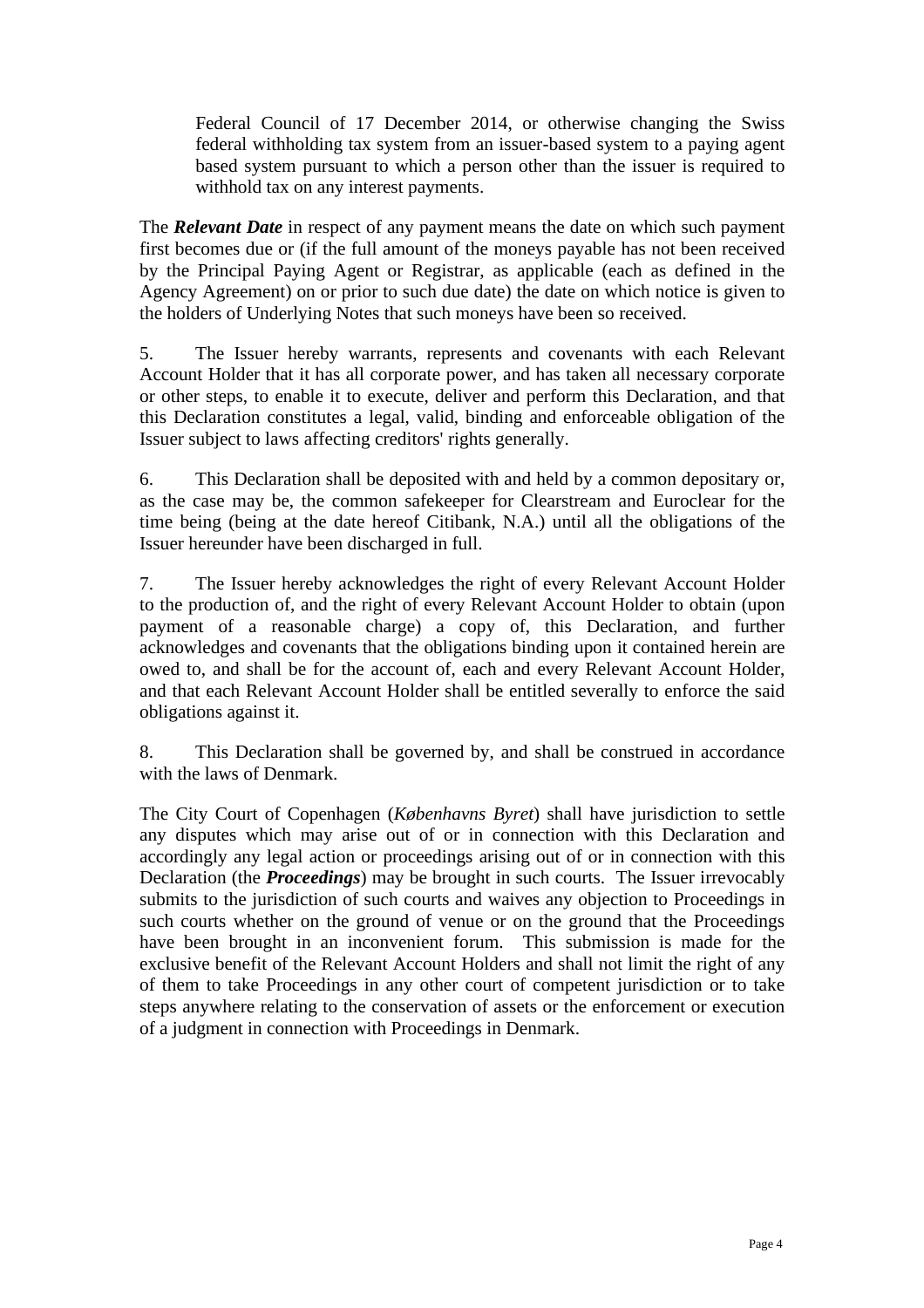Federal Council of 17 December 2014, or otherwise changing the Swiss federal withholding tax system from an issuer-based system to a paying agent based system pursuant to which a person other than the issuer is required to withhold tax on any interest payments.

The ***Relevant Date*** in respect of any payment means the date on which such payment first becomes due or (if the full amount of the moneys payable has not been received by the Principal Paying Agent or Registrar, as applicable (each as defined in the Agency Agreement) on or prior to such due date) the date on which notice is given to the holders of Underlying Notes that such moneys have been so received.

5. The Issuer hereby warrants, represents and covenants with each Relevant Account Holder that it has all corporate power, and has taken all necessary corporate or other steps, to enable it to execute, deliver and perform this Declaration, and that this Declaration constitutes a legal, valid, binding and enforceable obligation of the Issuer subject to laws affecting creditors' rights generally.

6. This Declaration shall be deposited with and held by a common depositary or, as the case may be, the common safekeeper for Clearstream and Euroclear for the time being (being at the date hereof Citibank, N.A.) until all the obligations of the Issuer hereunder have been discharged in full.

7. The Issuer hereby acknowledges the right of every Relevant Account Holder to the production of, and the right of every Relevant Account Holder to obtain (upon payment of a reasonable charge) a copy of, this Declaration, and further acknowledges and covenants that the obligations binding upon it contained herein are owed to, and shall be for the account of, each and every Relevant Account Holder, and that each Relevant Account Holder shall be entitled severally to enforce the said obligations against it.

8. This Declaration shall be governed by, and shall be construed in accordance with the laws of Denmark.

The City Court of Copenhagen (*Københavns Byret*) shall have jurisdiction to settle any disputes which may arise out of or in connection with this Declaration and accordingly any legal action or proceedings arising out of or in connection with this Declaration (the ***Proceedings***) may be brought in such courts. The Issuer irrevocably submits to the jurisdiction of such courts and waives any objection to Proceedings in such courts whether on the ground of venue or on the ground that the Proceedings have been brought in an inconvenient forum. This submission is made for the exclusive benefit of the Relevant Account Holders and shall not limit the right of any of them to take Proceedings in any other court of competent jurisdiction or to take steps anywhere relating to the conservation of assets or the enforcement or execution of a judgment in connection with Proceedings in Denmark.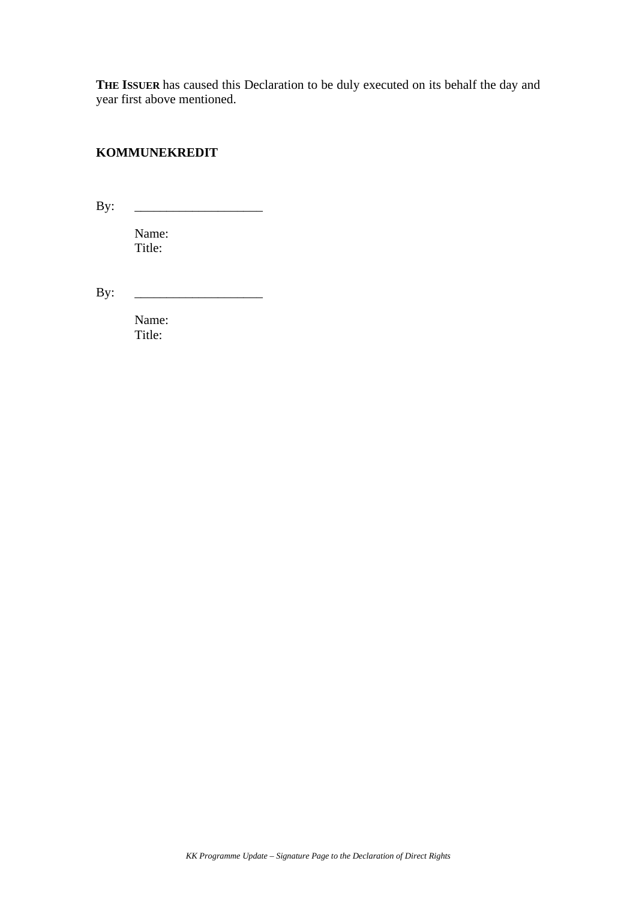**THE ISSUER** has caused this Declaration to be duly executed on its behalf the day and year first above mentioned.

**KOMMUNEKREDIT**

By: ____________________

Name:
Title:

By: ____________________

Name:
Title: